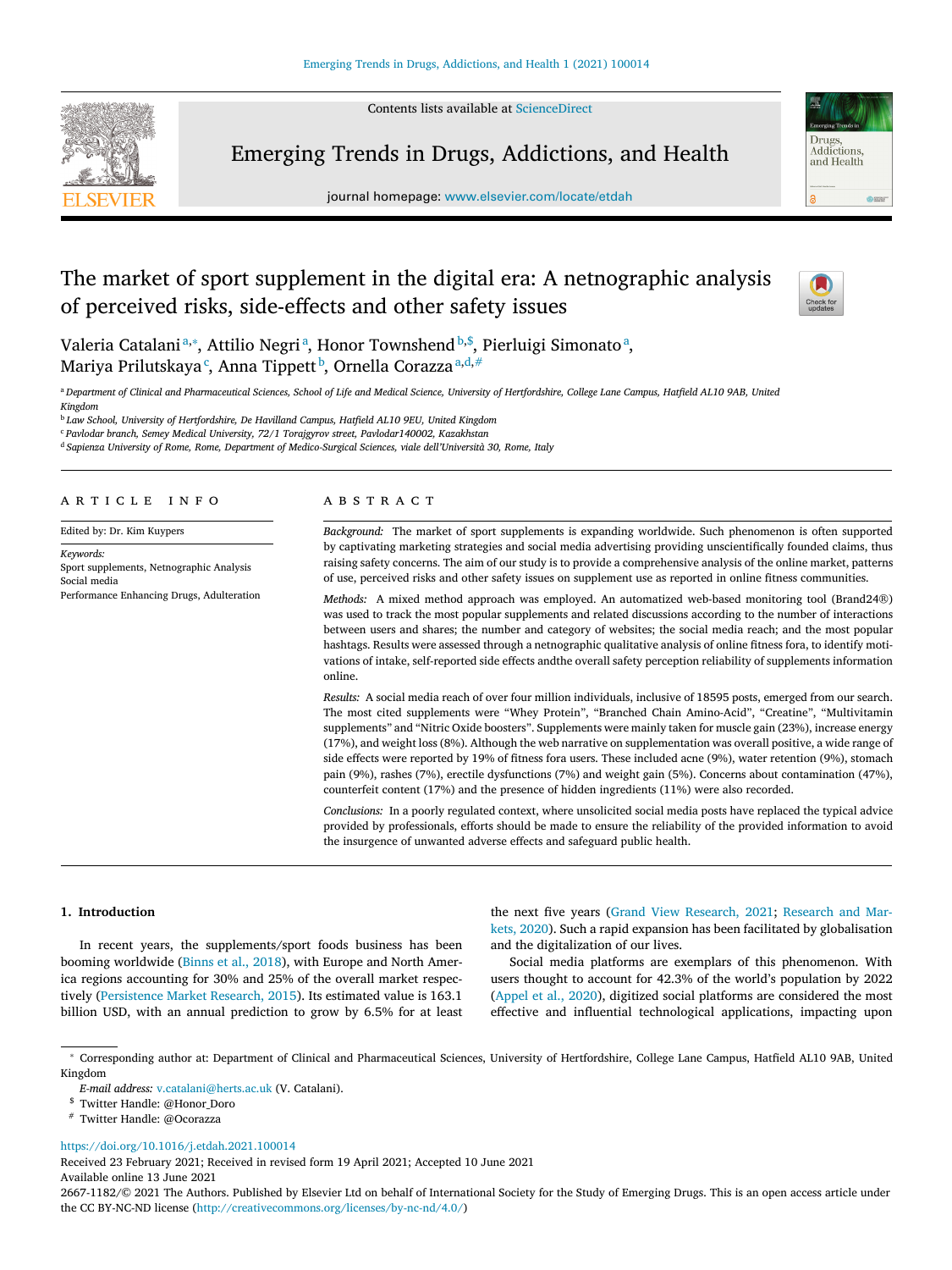# The market of sport supplement in the digital era: A netnographic analysis of perceived risks, side-effects and other safety issues

Valeria Catalani[a,*], Attilio Negri[a], Honor Townshend[b,$], Pierluigi Simonato[a], Mariya Prilutskaya[c], Anna Tippett[b], Ornella Corazza[a,d,#]

[a] Department of Clinical and Pharmaceutical Sciences, School of Life and Medical Science, University of Hertfordshire, College Lane Campus, Hatfield AL10 9AB, United Kingdom

[b] Law School, University of Hertfordshire, De Havilland Campus, Hatfield AL10 9EU, United Kingdom

[c] Pavlodar branch, Semey Medical University, 72/1 Torajgyrov street, Pavlodar140002, Kazakhstan

[d] Sapienza University of Rome, Rome, Department of Medico-Surgical Sciences, viale dell'Università 30, Rome, Italy

## ARTICLE INFO

Edited by: Dr. Kim Kuypers

*Keywords:*
Sport supplements, Netnographic Analysis
Social media
Performance Enhancing Drugs, Adulteration

## ABSTRACT

*Background:* The market of sport supplements is expanding worldwide. Such phenomenon is often supported by captivating marketing strategies and social media advertising providing unscientifically founded claims, thus raising safety concerns. The aim of our study is to provide a comprehensive analysis of the online market, patterns of use, perceived risks and other safety issues on supplement use as reported in online fitness communities.

*Methods:* A mixed method approach was employed. An automatized web-based monitoring tool (Brand24®) was used to track the most popular supplements and related discussions according to the number of interactions between users and shares; the number and category of websites; the social media reach; and the most popular hashtags. Results were assessed through a netnographic qualitative analysis of online fitness fora, to identify motivations of intake, self-reported side effects andthe overall safety perception reliability of supplements information online.

*Results:* A social media reach of over four million individuals, inclusive of 18595 posts, emerged from our search. The most cited supplements were "Whey Protein", "Branched Chain Amino-Acid", "Creatine", "Multivitamin supplements" and "Nitric Oxide boosters". Supplements were mainly taken for muscle gain (23%), increase energy (17%), and weight loss (8%). Although the web narrative on supplementation was overall positive, a wide range of side effects were reported by 19% of fitness fora users. These included acne (9%), water retention (9%), stomach pain (9%), rashes (7%), erectile dysfunctions (7%) and weight gain (5%). Concerns about contamination (47%), counterfeit content (17%) and the presence of hidden ingredients (11%) were also recorded.

*Conclusions:* In a poorly regulated context, where unsolicited social media posts have replaced the typical advice provided by professionals, efforts should be made to ensure the reliability of the provided information to avoid the insurgence of unwanted adverse effects and safeguard public health.

## 1. Introduction

In recent years, the supplements/sport foods business has been booming worldwide (Binns et al., 2018), with Europe and North America regions accounting for 30% and 25% of the overall market respectively (Persistence Market Research, 2015). Its estimated value is 163.1 billion USD, with an annual prediction to grow by 6.5% for at least the next five years (Grand View Research, 2021; Research and Markets, 2020). Such a rapid expansion has been facilitated by globalisation and the digitalization of our lives.

Social media platforms are exemplars of this phenomenon. With users thought to account for 42.3% of the world's population by 2022 (Appel et al., 2020), digitized social platforms are considered the most effective and influential technological applications, impacting upon

* Corresponding author at: Department of Clinical and Pharmaceutical Sciences, University of Hertfordshire, College Lane Campus, Hatfield AL10 9AB, United Kingdom

*E-mail address:* v.catalani@herts.ac.uk (V. Catalani).

$ Twitter Handle: @Honor_Doro

# Twitter Handle: @Ocorazza

https://doi.org/10.1016/j.etdah.2021.100014

Received 23 February 2021; Received in revised form 19 April 2021; Accepted 10 June 2021

Available online 13 June 2021

2667-1182/© 2021 The Authors. Published by Elsevier Ltd on behalf of International Society for the Study of Emerging Drugs. This is an open access article under the CC BY-NC-ND license (http://creativecommons.org/licenses/by-nc-nd/4.0/)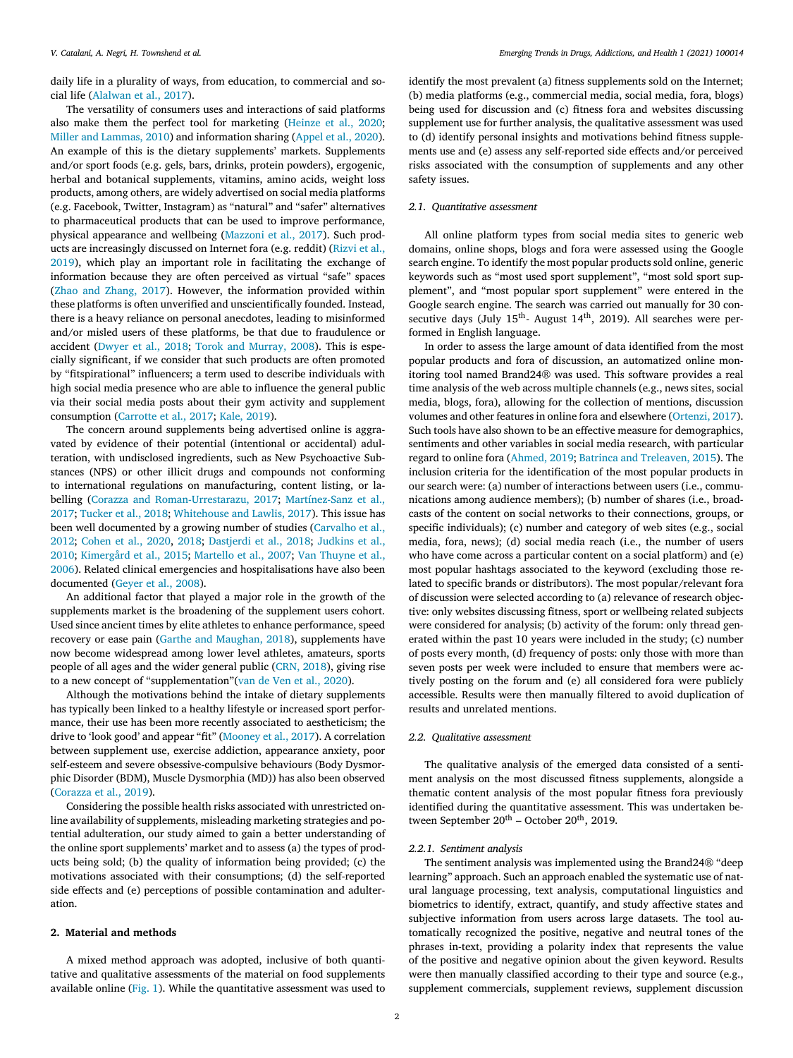daily life in a plurality of ways, from education, to commercial and social life (Alalwan et al., 2017).

The versatility of consumers uses and interactions of said platforms also make them the perfect tool for marketing (Heinze et al., 2020; Miller and Lammas, 2010) and information sharing (Appel et al., 2020). An example of this is the dietary supplements' markets. Supplements and/or sport foods (e.g. gels, bars, drinks, protein powders), ergogenic, herbal and botanical supplements, vitamins, amino acids, weight loss products, among others, are widely advertised on social media platforms (e.g. Facebook, Twitter, Instagram) as "natural" and "safer" alternatives to pharmaceutical products that can be used to improve performance, physical appearance and wellbeing (Mazzoni et al., 2017). Such products are increasingly discussed on Internet fora (e.g. reddit) (Rizvi et al., 2019), which play an important role in facilitating the exchange of information because they are often perceived as virtual "safe" spaces (Zhao and Zhang, 2017). However, the information provided within these platforms is often unverified and unscientifically founded. Instead, there is a heavy reliance on personal anecdotes, leading to misinformed and/or misled users of these platforms, be that due to fraudulence or accident (Dwyer et al., 2018; Torok and Murray, 2008). This is especially significant, if we consider that such products are often promoted by "fitspirational" influencers; a term used to describe individuals with high social media presence who are able to influence the general public via their social media posts about their gym activity and supplement consumption (Carrotte et al., 2017; Kale, 2019).

The concern around supplements being advertised online is aggravated by evidence of their potential (intentional or accidental) adulteration, with undisclosed ingredients, such as New Psychoactive Substances (NPS) or other illicit drugs and compounds not conforming to international regulations on manufacturing, content listing, or labelling (Corazza and Roman-Urrestarazu, 2017; Martínez-Sanz et al., 2017; Tucker et al., 2018; Whitehouse and Lawlis, 2017). This issue has been well documented by a growing number of studies (Carvalho et al., 2012; Cohen et al., 2020, 2018; Dastjerdi et al., 2018; Judkins et al., 2010; Kimergård et al., 2015; Martello et al., 2007; Van Thuyne et al., 2006). Related clinical emergencies and hospitalisations have also been documented (Geyer et al., 2008).

An additional factor that played a major role in the growth of the supplements market is the broadening of the supplement users cohort. Used since ancient times by elite athletes to enhance performance, speed recovery or ease pain (Garthe and Maughan, 2018), supplements have now become widespread among lower level athletes, amateurs, sports people of all ages and the wider general public (CRN, 2018), giving rise to a new concept of "supplementation"(van de Ven et al., 2020).

Although the motivations behind the intake of dietary supplements has typically been linked to a healthy lifestyle or increased sport performance, their use has been more recently associated to aestheticism; the drive to 'look good' and appear "fit" (Mooney et al., 2017). A correlation between supplement use, exercise addiction, appearance anxiety, poor self-esteem and severe obsessive-compulsive behaviours (Body Dysmorphic Disorder (BDM), Muscle Dysmorphia (MD)) has also been observed (Corazza et al., 2019).

Considering the possible health risks associated with unrestricted online availability of supplements, misleading marketing strategies and potential adulteration, our study aimed to gain a better understanding of the online sport supplements' market and to assess (a) the types of products being sold; (b) the quality of information being provided; (c) the motivations associated with their consumptions; (d) the self-reported side effects and (e) perceptions of possible contamination and adulteration.

## 2. Material and methods

A mixed method approach was adopted, inclusive of both quantitative and qualitative assessments of the material on food supplements available online (Fig. 1). While the quantitative assessment was used to identify the most prevalent (a) fitness supplements sold on the Internet; (b) media platforms (e.g., commercial media, social media, fora, blogs) being used for discussion and (c) fitness fora and websites discussing supplement use for further analysis, the qualitative assessment was used to (d) identify personal insights and motivations behind fitness supplements use and (e) assess any self-reported side effects and/or perceived risks associated with the consumption of supplements and any other safety issues.

### 2.1. Quantitative assessment

All online platform types from social media sites to generic web domains, online shops, blogs and fora were assessed using the Google search engine. To identify the most popular products sold online, generic keywords such as "most used sport supplement", "most sold sport supplement", and "most popular sport supplement" were entered in the Google search engine. The search was carried out manually for 30 consecutive days (July 15th- August 14th, 2019). All searches were performed in English language.

In order to assess the large amount of data identified from the most popular products and fora of discussion, an automatized online monitoring tool named Brand24® was used. This software provides a real time analysis of the web across multiple channels (e.g., news sites, social media, blogs, fora), allowing for the collection of mentions, discussion volumes and other features in online fora and elsewhere (Ortenzi, 2017). Such tools have also shown to be an effective measure for demographics, sentiments and other variables in social media research, with particular regard to online fora (Ahmed, 2019; Batrinca and Treleaven, 2015). The inclusion criteria for the identification of the most popular products in our search were: (a) number of interactions between users (i.e., communications among audience members); (b) number of shares (i.e., broadcasts of the content on social networks to their connections, groups, or specific individuals); (c) number and category of web sites (e.g., social media, fora, news); (d) social media reach (i.e., the number of users who have come across a particular content on a social platform) and (e) most popular hashtags associated to the keyword (excluding those related to specific brands or distributors). The most popular/relevant fora of discussion were selected according to (a) relevance of research objective: only websites discussing fitness, sport or wellbeing related subjects were considered for analysis; (b) activity of the forum: only thread generated within the past 10 years were included in the study; (c) number of posts every month, (d) frequency of posts: only those with more than seven posts per week were included to ensure that members were actively posting on the forum and (e) all considered fora were publicly accessible. Results were then manually filtered to avoid duplication of results and unrelated mentions.

### 2.2. Qualitative assessment

The qualitative analysis of the emerged data consisted of a sentiment analysis on the most discussed fitness supplements, alongside a thematic content analysis of the most popular fitness fora previously identified during the quantitative assessment. This was undertaken between September 20th – October 20th, 2019.

#### 2.2.1. Sentiment analysis

The sentiment analysis was implemented using the Brand24® "deep learning" approach. Such an approach enabled the systematic use of natural language processing, text analysis, computational linguistics and biometrics to identify, extract, quantify, and study affective states and subjective information from users across large datasets. The tool automatically recognized the positive, negative and neutral tones of the phrases in-text, providing a polarity index that represents the value of the positive and negative opinion about the given keyword. Results were then manually classified according to their type and source (e.g., supplement commercials, supplement reviews, supplement discussion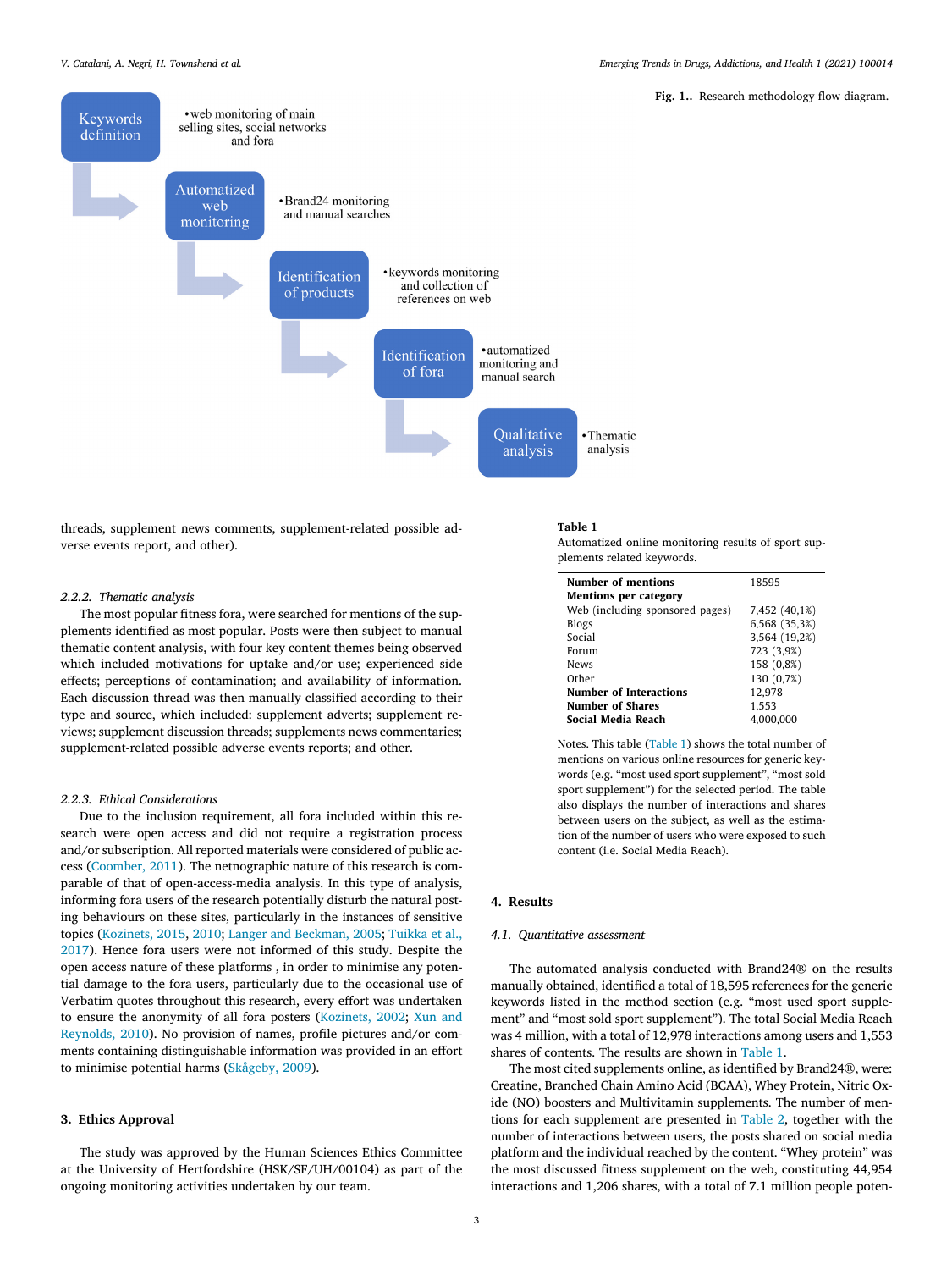Keywords definition
• web monitoring of main selling sites, social networks and fora

Automatized web monitoring
• Brand24 monitoring and manual searches

Identification of products
• keywords monitoring and collection of references on web

Identification of fora
• automatized monitoring and manual search

Qualitative analysis
• Thematic analysis

**Fig. 1.**. Research methodology flow diagram.

threads, supplement news comments, supplement-related possible adverse events report, and other).

#### 2.2.2. Thematic analysis

The most popular fitness fora, were searched for mentions of the supplements identified as most popular. Posts were then subject to manual thematic content analysis, with four key content themes being observed which included motivations for uptake and/or use; experienced side effects; perceptions of contamination; and availability of information. Each discussion thread was then manually classified according to their type and source, which included: supplement adverts; supplement reviews; supplement discussion threads; supplements news commentaries; supplement-related possible adverse events reports; and other.

#### 2.2.3. Ethical Considerations

Due to the inclusion requirement, all fora included within this research were open access and did not require a registration process and/or subscription. All reported materials were considered of public access (Coomber, 2011). The netnographic nature of this research is comparable of that of open-access-media analysis. In this type of analysis, informing fora users of the research potentially disturb the natural posting behaviours on these sites, particularly in the instances of sensitive topics (Kozinets, 2015, 2010; Langer and Beckman, 2005; Tuikka et al., 2017). Hence fora users were not informed of this study. Despite the open access nature of these platforms , in order to minimise any potential damage to the fora users, particularly due to the occasional use of Verbatim quotes throughout this research, every effort was undertaken to ensure the anonymity of all fora posters (Kozinets, 2002; Xun and Reynolds, 2010). No provision of names, profile pictures and/or comments containing distinguishable information was provided in an effort to minimise potential harms (Skågeby, 2009).

## 3. Ethics Approval

The study was approved by the Human Sciences Ethics Committee at the University of Hertfordshire (HSK/SF/UH/00104) as part of the ongoing monitoring activities undertaken by our team.

**Table 1**
Automatized online monitoring results of sport supplements related keywords.

| | |
|---|---|
| **Number of mentions** | 18595 |
| **Mentions per category** | |
| Web (including sponsored pages) | 7,452 (40,1%) |
| Blogs | 6,568 (35,3%) |
| Social | 3,564 (19,2%) |
| Forum | 723 (3,9%) |
| News | 158 (0,8%) |
| Other | 130 (0,7%) |
| **Number of Interactions** | 12,978 |
| **Number of Shares** | 1,553 |
| **Social Media Reach** | 4,000,000 |

Notes. This table (Table 1) shows the total number of mentions on various online resources for generic keywords (e.g. "most used sport supplement", "most sold sport supplement") for the selected period. The table also displays the number of interactions and shares between users on the subject, as well as the estimation of the number of users who were exposed to such content (i.e. Social Media Reach).

## 4. Results

### 4.1. Quantitative assessment

The automated analysis conducted with Brand24® on the results manually obtained, identified a total of 18,595 references for the generic keywords listed in the method section (e.g. "most used sport supplement" and "most sold sport supplement"). The total Social Media Reach was 4 million, with a total of 12,978 interactions among users and 1,553 shares of contents. The results are shown in Table 1.

The most cited supplements online, as identified by Brand24®, were: Creatine, Branched Chain Amino Acid (BCAA), Whey Protein, Nitric Oxide (NO) boosters and Multivitamin supplements. The number of mentions for each supplement are presented in Table 2, together with the number of interactions between users, the posts shared on social media platform and the individual reached by the content. "Whey protein" was the most discussed fitness supplement on the web, constituting 44,954 interactions and 1,206 shares, with a total of 7.1 million people poten-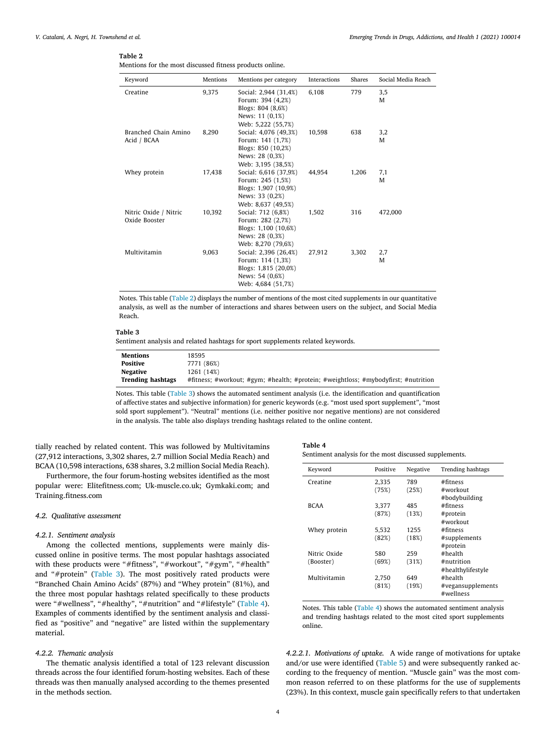**Table 2**
Mentions for the most discussed fitness products online.

| Keyword | Mentions | Mentions per category | Interactions | Shares | Social Media Reach |
|---|---|---|---|---|---|
| Creatine | 9,375 | Social: 2,944 (31,4%)<br>Forum: 394 (4,2%)<br>Blogs: 804 (8,6%)<br>News: 11 (0,1%)<br>Web: 5,222 (55,7%) | 6,108 | 779 | 3,5 M |
| Branched Chain Amino Acid / BCAA | 8,290 | Social: 4,076 (49,3%)<br>Forum: 141 (1,7%)<br>Blogs: 850 (10,2%)<br>News: 28 (0,3%)<br>Web: 3,195 (38,5%) | 10,598 | 638 | 3,2 M |
| Whey protein | 17,438 | Social: 6,616 (37,9%)<br>Forum: 245 (1,5%)<br>Blogs: 1,907 (10,9%)<br>News: 33 (0,2%)<br>Web: 8,637 (49,5%) | 44,954 | 1,206 | 7,1 M |
| Nitric Oxide / Nitric Oxide Booster | 10,392 | Social: 712 (6,8%)<br>Forum: 282 (2,7%)<br>Blogs: 1,100 (10,6%)<br>News: 28 (0,3%)<br>Web: 8,270 (79,6%) | 1,502 | 316 | 472,000 |
| Multivitamin | 9,063 | Social: 2,396 (26,4%)<br>Forum: 114 (1,3%)<br>Blogs: 1,815 (20,0%)<br>News: 54 (0,6%)<br>Web: 4,684 (51,7%) | 27,912 | 3,302 | 2,7 M |

Notes. This table (Table 2) displays the number of mentions of the most cited supplements in our quantitative analysis, as well as the number of interactions and shares between users on the subject, and Social Media Reach.

**Table 3**
Sentiment analysis and related hashtags for sport supplements related keywords.

| | |
|---|---|
| **Mentions** | 18595 |
| **Positive** | 7771 (86%) |
| **Negative** | 1261 (14%) |
| **Trending hashtags** | #fitness; #workout; #gym; #health; #protein; #weightloss; #mybodyfirst; #nutrition |

Notes. This table (Table 3) shows the automated sentiment analysis (i.e. the identification and quantification of affective states and subjective information) for generic keywords (e.g. "most used sport supplement", "most sold sport supplement"). "Neutral" mentions (i.e. neither positive nor negative mentions) are not considered in the analysis. The table also displays trending hashtags related to the online content.

tially reached by related content. This was followed by Multivitamins (27,912 interactions, 3,302 shares, 2.7 million Social Media Reach) and BCAA (10,598 interactions, 638 shares, 3.2 million Social Media Reach).

Furthermore, the four forum-hosting websites identified as the most popular were: Elitefitness.com; Uk-muscle.co.uk; Gymkaki.com; and Training.fitness.com

### 4.2. Qualitative assessment

#### 4.2.1. Sentiment analysis

Among the collected mentions, supplements were mainly discussed online in positive terms. The most popular hashtags associated with these products were "#fitness", "#workout", "#gym", "#health" and "#protein" (Table 3). The most positively rated products were "Branched Chain Amino Acids" (87%) and "Whey protein" (81%), and the three most popular hashtags related specifically to these products were "#wellness", "#healthy", "#nutrition" and "#lifestyle" (Table 4). Examples of comments identified by the sentiment analysis and classified as "positive" and "negative" are listed within the supplementary material.

#### 4.2.2. Thematic analysis

The thematic analysis identified a total of 123 relevant discussion threads across the four identified forum-hosting websites. Each of these threads was then manually analysed according to the themes presented in the methods section.

**Table 4**
Sentiment analysis for the most discussed supplements.

| Keyword | Positive | Negative | Trending hashtags |
|---|---|---|---|
| Creatine | 2,335 (75%) | 789 (25%) | #fitness<br>#workout<br>#bodybuilding |
| BCAA | 3,377 (87%) | 485 (13%) | #fitness<br>#protein<br>#workout |
| Whey protein | 5,532 (82%) | 1255 (18%) | #fitness<br>#supplements<br>#protein |
| Nitric Oxide (Booster) | 580 (69%) | 259 (31%) | #health<br>#nutrition<br>#healthylifestyle |
| Multivitamin | 2,750 (81%) | 649 (19%) | #health<br>#vegansupplements<br>#wellness |

Notes. This table (Table 4) shows the automated sentiment analysis and trending hashtags related to the most cited sport supplements online.

##### 4.2.2.1. Motivations of uptake.

A wide range of motivations for uptake and/or use were identified (Table 5) and were subsequently ranked according to the frequency of mention. "Muscle gain" was the most common reason referred to on these platforms for the use of supplements (23%). In this context, muscle gain specifically refers to that undertaken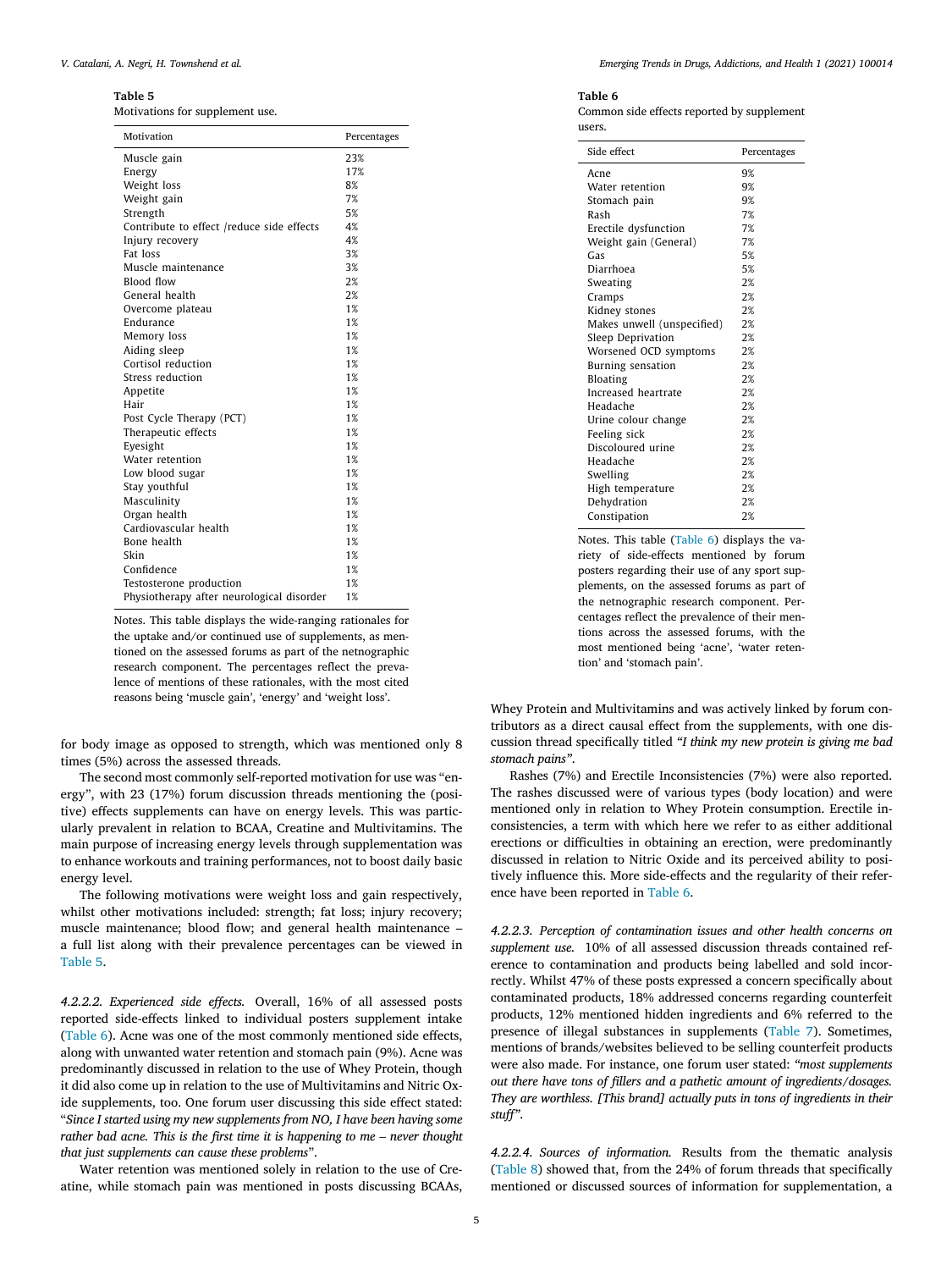**Table 5**
Motivations for supplement use.

| Motivation | Percentages |
|---|---|
| Muscle gain | 23% |
| Energy | 17% |
| Weight loss | 8% |
| Weight gain | 7% |
| Strength | 5% |
| Contribute to effect /reduce side effects | 4% |
| Injury recovery | 4% |
| Fat loss | 3% |
| Muscle maintenance | 3% |
| Blood flow | 2% |
| General health | 2% |
| Overcome plateau | 1% |
| Endurance | 1% |
| Memory loss | 1% |
| Aiding sleep | 1% |
| Cortisol reduction | 1% |
| Stress reduction | 1% |
| Appetite | 1% |
| Hair | 1% |
| Post Cycle Therapy (PCT) | 1% |
| Therapeutic effects | 1% |
| Eyesight | 1% |
| Water retention | 1% |
| Low blood sugar | 1% |
| Stay youthful | 1% |
| Masculinity | 1% |
| Organ health | 1% |
| Cardiovascular health | 1% |
| Bone health | 1% |
| Skin | 1% |
| Confidence | 1% |
| Testosterone production | 1% |
| Physiotherapy after neurological disorder | 1% |

Notes. This table displays the wide-ranging rationales for the uptake and/or continued use of supplements, as mentioned on the assessed forums as part of the netnographic research component. The percentages reflect the prevalence of mentions of these rationales, with the most cited reasons being 'muscle gain', 'energy' and 'weight loss'.

**Table 6**
Common side effects reported by supplement users.

| Side effect | Percentages |
|---|---|
| Acne | 9% |
| Water retention | 9% |
| Stomach pain | 9% |
| Rash | 7% |
| Erectile dysfunction | 7% |
| Weight gain (General) | 7% |
| Gas | 5% |
| Diarrhoea | 5% |
| Sweating | 2% |
| Cramps | 2% |
| Kidney stones | 2% |
| Makes unwell (unspecified) | 2% |
| Sleep Deprivation | 2% |
| Worsened OCD symptoms | 2% |
| Burning sensation | 2% |
| Bloating | 2% |
| Increased heartrate | 2% |
| Headache | 2% |
| Urine colour change | 2% |
| Feeling sick | 2% |
| Discoloured urine | 2% |
| Headache | 2% |
| Swelling | 2% |
| High temperature | 2% |
| Dehydration | 2% |
| Constipation | 2% |

Notes. This table (Table 6) displays the variety of side-effects mentioned by forum posters regarding their use of any sport supplements, on the assessed forums as part of the netnographic research component. Percentages reflect the prevalence of their mentions across the assessed forums, with the most mentioned being 'acne', 'water retention' and 'stomach pain'.

for body image as opposed to strength, which was mentioned only 8 times (5%) across the assessed threads.

The second most commonly self-reported motivation for use was "energy", with 23 (17%) forum discussion threads mentioning the (positive) effects supplements can have on energy levels. This was particularly prevalent in relation to BCAA, Creatine and Multivitamins. The main purpose of increasing energy levels through supplementation was to enhance workouts and training performances, not to boost daily basic energy level.

The following motivations were weight loss and gain respectively, whilst other motivations included: strength; fat loss; injury recovery; muscle maintenance; blood flow; and general health maintenance – a full list along with their prevalence percentages can be viewed in Table 5.

*4.2.2.2. Experienced side effects.* Overall, 16% of all assessed posts reported side-effects linked to individual posters supplement intake (Table 6). Acne was one of the most commonly mentioned side effects, along with unwanted water retention and stomach pain (9%). Acne was predominantly discussed in relation to the use of Whey Protein, though it did also come up in relation to the use of Multivitamins and Nitric Oxide supplements, too. One forum user discussing this side effect stated: "*Since I started using my new supplements from NO, I have been having some rather bad acne. This is the first time it is happening to me – never thought that just supplements can cause these problems*".

Water retention was mentioned solely in relation to the use of Creatine, while stomach pain was mentioned in posts discussing BCAAs, Whey Protein and Multivitamins and was actively linked by forum contributors as a direct causal effect from the supplements, with one discussion thread specifically titled *"I think my new protein is giving me bad stomach pains"*.

Rashes (7%) and Erectile Inconsistencies (7%) were also reported. The rashes discussed were of various types (body location) and were mentioned only in relation to Whey Protein consumption. Erectile inconsistencies, a term with which here we refer to as either additional erections or difficulties in obtaining an erection, were predominantly discussed in relation to Nitric Oxide and its perceived ability to positively influence this. More side-effects and the regularity of their reference have been reported in Table 6.

*4.2.2.3. Perception of contamination issues and other health concerns on supplement use.* 10% of all assessed discussion threads contained reference to contamination and products being labelled and sold incorrectly. Whilst 47% of these posts expressed a concern specifically about contaminated products, 18% addressed concerns regarding counterfeit products, 12% mentioned hidden ingredients and 6% referred to the presence of illegal substances in supplements (Table 7). Sometimes, mentions of brands/websites believed to be selling counterfeit products were also made. For instance, one forum user stated: *"most supplements out there have tons of fillers and a pathetic amount of ingredients/dosages. They are worthless. [This brand] actually puts in tons of ingredients in their stuff"*.

*4.2.2.4. Sources of information.* Results from the thematic analysis (Table 8) showed that, from the 24% of forum threads that specifically mentioned or discussed sources of information for supplementation, a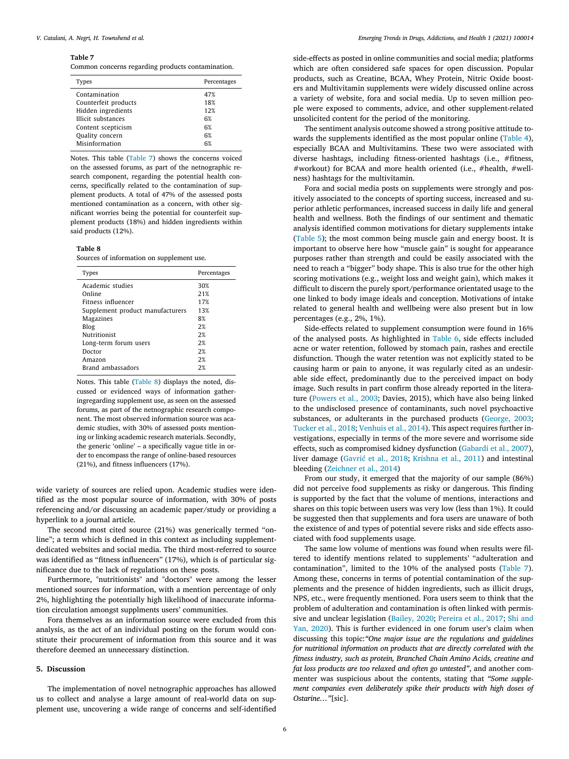**Table 7**
Common concerns regarding products contamination.

| Types | Percentages |
|---|---|
| Contamination | 47% |
| Counterfeit products | 18% |
| Hidden ingredients | 12% |
| Illicit substances | 6% |
| Content scepticism | 6% |
| Quality concern | 6% |
| Misinformation | 6% |

Notes. This table (Table 7) shows the concerns voiced on the assessed forums, as part of the netnographic research component, regarding the potential health concerns, specifically related to the contamination of supplement products. A total of 47% of the assessed posts mentioned contamination as a concern, with other significant worries being the potential for counterfeit supplement products (18%) and hidden ingredients within said products (12%).

**Table 8**
Sources of information on supplement use.

| Types | Percentages |
|---|---|
| Academic studies | 30% |
| Online | 21% |
| Fitness influencer | 17% |
| Supplement product manufacturers | 13% |
| Magazines | 8% |
| Blog | 2% |
| Nutritionist | 2% |
| Long-term forum users | 2% |
| Doctor | 2% |
| Amazon | 2% |
| Brand ambassadors | 2% |

Notes. This table (Table 8) displays the noted, discussed or evidenced ways of information gatheringregarding supplement use, as seen on the assessed forums, as part of the netnographic research component. The most observed information source was academic studies, with 30% of assessed posts mentioning or linking academic research materials. Secondly, the generic 'online' – a specifically vague title in order to encompass the range of online-based resources (21%), and fitness influencers (17%).

wide variety of sources are relied upon. Academic studies were identified as the most popular source of information, with 30% of posts referencing and/or discussing an academic paper/study or providing a hyperlink to a journal article.

The second most cited source (21%) was generically termed "online"; a term which is defined in this context as including supplement-dedicated websites and social media. The third most-referred to source was identified as "fitness influencers" (17%), which is of particular significance due to the lack of regulations on these posts.

Furthermore, "nutritionists" and "doctors" were among the lesser mentioned sources for information, with a mention percentage of only 2%, highlighting the potentially high likelihood of inaccurate information circulation amongst supplments users' communities.

Fora themselves as an information source were excluded from this analysis, as the act of an individual posting on the forum would constitute their procurement of information from this source and it was therefore deemed an unnecessary distinction.

## 5. Discussion

The implementation of novel netnographic approaches has allowed us to collect and analyse a large amount of real-world data on supplement use, uncovering a wide range of concerns and self-identified side-effects as posted in online communities and social media; platforms which are often considered safe spaces for open discussion. Popular products, such as Creatine, BCAA, Whey Protein, Nitric Oxide boosters and Multivitamin supplements were widely discussed online across a variety of website, fora and social media. Up to seven million people were exposed to comments, advice, and other supplement-related unsolicited content for the period of the monitoring.

The sentiment analysis outcome showed a strong positive attitude towards the supplements identified as the most popular online (Table 4), especially BCAA and Multivitamins. These two were associated with diverse hashtags, including fitness-oriented hashtags (i.e., #fitness, #workout) for BCAA and more health oriented (i.e., #health, #wellness) hashtags for the multivitamin.

Fora and social media posts on supplements were strongly and positively associated to the concepts of sporting success, increased and superior athletic performances, increased success in daily life and general health and wellness. Both the findings of our sentiment and thematic analysis identified common motivations for dietary supplements intake (Table 5); the most common being muscle gain and energy boost. It is important to observe here how "muscle gain" is sought for appearance purposes rather than strength and could be easily associated with the need to reach a "bigger" body shape. This is also true for the other high scoring motivations (e.g., weight loss and weight gain), which makes it difficult to discern the purely sport/performance orientated usage to the one linked to body image ideals and conception. Motivations of intake related to general health and wellbeing were also present but in low percentages (e.g., 2%, 1%).

Side-effects related to supplement consumption were found in 16% of the analysed posts. As highlighted in Table 6, side effects included acne or water retention, followed by stomach pain, rashes and erectile disfunction. Though the water retention was not explicitly stated to be causing harm or pain to anyone, it was regularly cited as an undesirable side effect, predominantly due to the perceived impact on body image. Such results in part confirm those already reported in the literature (Powers et al., 2003; Davies, 2015), which have also being linked to the undisclosed presence of contaminants, such novel psychoactive substances, or adulterants in the purchased products (George, 2003; Tucker et al., 2018; Venhuis et al., 2014). This aspect requires further investigations, especially in terms of the more severe and worrisome side effects, such as compromised kidney dysfunction (Gabardi et al., 2007), liver damage (Gavrić et al., 2018; Krishna et al., 2011) and intestinal bleeding (Zeichner et al., 2014)

From our study, it emerged that the majority of our sample (86%) did not perceive food supplements as risky or dangerous. This finding is supported by the fact that the volume of mentions, interactions and shares on this topic between users was very low (less than 1%). It could be suggested then that supplements and fora users are unaware of both the existence of and types of potential severe risks and side effects associated with food supplements usage.

The same low volume of mentions was found when results were filtered to identify mentions related to supplements' "adulteration and contamination", limited to the 10% of the analysed posts (Table 7). Among these, concerns in terms of potential contamination of the supplements and the presence of hidden ingredients, such as illicit drugs, NPS, etc., were frequently mentioned. Fora users seem to think that the problem of adulteration and contamination is often linked with permissive and unclear legislation (Bailey, 2020; Pereira et al., 2017; Shi and Yan, 2020). This is further evidenced in one forum user's claim when discussing this topic:*"One major issue are the regulations and guidelines for nutritional information on products that are directly correlated with the fitness industry, such as protein, Branched Chain Amino Acids, creatine and fat loss products are too relaxed and often go untested"*, and another commenter was suspicious about the contents, stating that *"Some supplement companies even deliberately spike their products with high doses of Ostarine…"*[sic].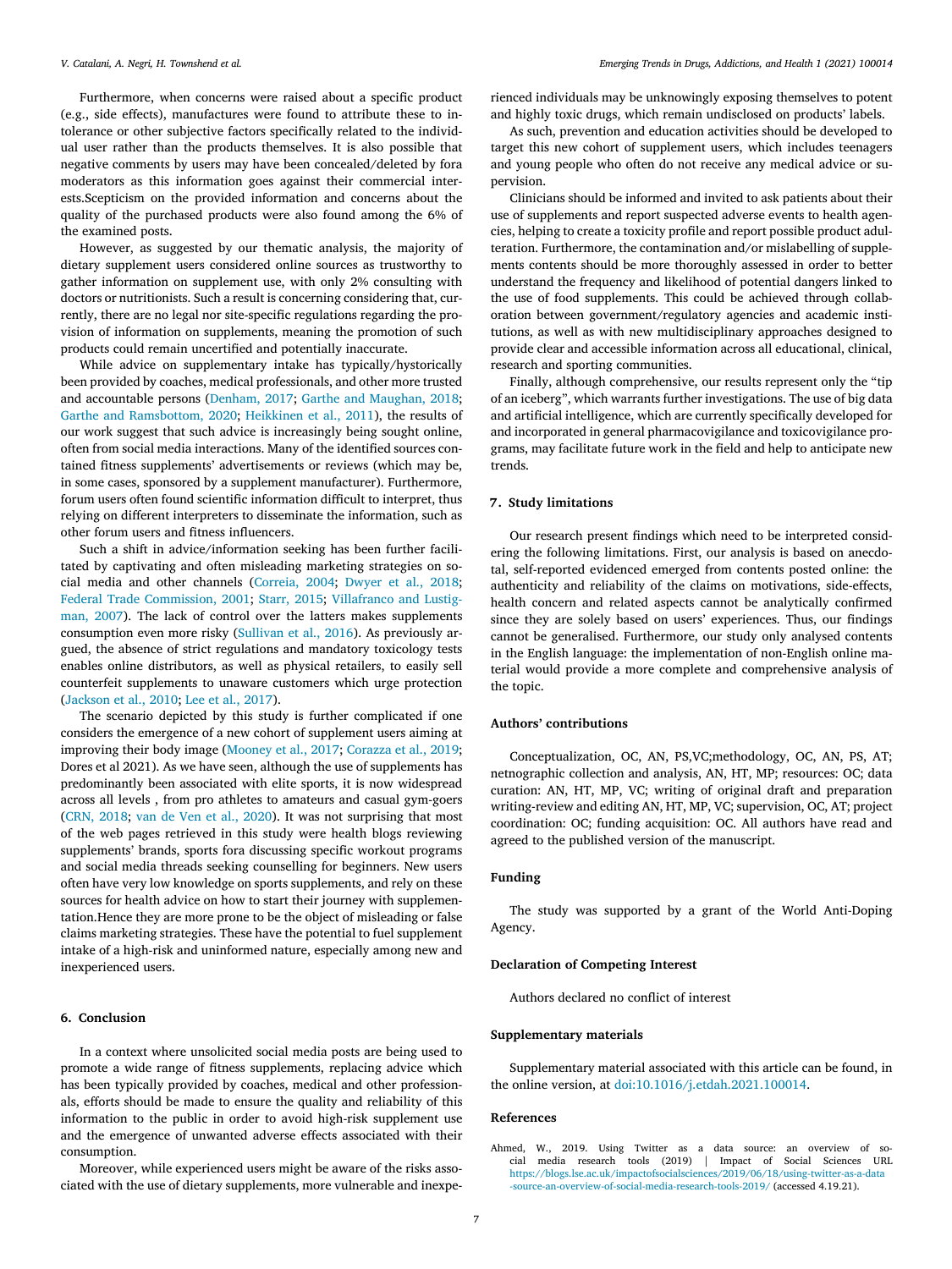Furthermore, when concerns were raised about a specific product (e.g., side effects), manufactures were found to attribute these to intolerance or other subjective factors specifically related to the individual user rather than the products themselves. It is also possible that negative comments by users may have been concealed/deleted by fora moderators as this information goes against their commercial interests.Scepticism on the provided information and concerns about the quality of the purchased products were also found among the 6% of the examined posts.

However, as suggested by our thematic analysis, the majority of dietary supplement users considered online sources as trustworthy to gather information on supplement use, with only 2% consulting with doctors or nutritionists. Such a result is concerning considering that, currently, there are no legal nor site-specific regulations regarding the provision of information on supplements, meaning the promotion of such products could remain uncertified and potentially inaccurate.

While advice on supplementary intake has typically/hystorically been provided by coaches, medical professionals, and other more trusted and accountable persons (Denham, 2017; Garthe and Maughan, 2018; Garthe and Ramsbottom, 2020; Heikkinen et al., 2011), the results of our work suggest that such advice is increasingly being sought online, often from social media interactions. Many of the identified sources contained fitness supplements' advertisements or reviews (which may be, in some cases, sponsored by a supplement manufacturer). Furthermore, forum users often found scientific information difficult to interpret, thus relying on different interpreters to disseminate the information, such as other forum users and fitness influencers.

Such a shift in advice/information seeking has been further facilitated by captivating and often misleading marketing strategies on social media and other channels (Correia, 2004; Dwyer et al., 2018; Federal Trade Commission, 2001; Starr, 2015; Villafranco and Lustigman, 2007). The lack of control over the latters makes supplements consumption even more risky (Sullivan et al., 2016). As previously argued, the absence of strict regulations and mandatory toxicology tests enables online distributors, as well as physical retailers, to easily sell counterfeit supplements to unaware customers which urge protection (Jackson et al., 2010; Lee et al., 2017).

The scenario depicted by this study is further complicated if one considers the emergence of a new cohort of supplement users aiming at improving their body image (Mooney et al., 2017; Corazza et al., 2019; Dores et al 2021). As we have seen, although the use of supplements has predominantly been associated with elite sports, it is now widespread across all levels , from pro athletes to amateurs and casual gym-goers (CRN, 2018; van de Ven et al., 2020). It was not surprising that most of the web pages retrieved in this study were health blogs reviewing supplements' brands, sports fora discussing specific workout programs and social media threads seeking counselling for beginners. New users often have very low knowledge on sports supplements, and rely on these sources for health advice on how to start their journey with supplementation.Hence they are more prone to be the object of misleading or false claims marketing strategies. These have the potential to fuel supplement intake of a high-risk and uninformed nature, especially among new and inexperienced users.

## 6. Conclusion

In a context where unsolicited social media posts are being used to promote a wide range of fitness supplements, replacing advice which has been typically provided by coaches, medical and other professionals, efforts should be made to ensure the quality and reliability of this information to the public in order to avoid high-risk supplement use and the emergence of unwanted adverse effects associated with their consumption.

Moreover, while experienced users might be aware of the risks associated with the use of dietary supplements, more vulnerable and inexperienced individuals may be unknowingly exposing themselves to potent and highly toxic drugs, which remain undisclosed on products' labels.

As such, prevention and education activities should be developed to target this new cohort of supplement users, which includes teenagers and young people who often do not receive any medical advice or supervision.

Clinicians should be informed and invited to ask patients about their use of supplements and report suspected adverse events to health agencies, helping to create a toxicity profile and report possible product adulteration. Furthermore, the contamination and/or mislabelling of supplements contents should be more thoroughly assessed in order to better understand the frequency and likelihood of potential dangers linked to the use of food supplements. This could be achieved through collaboration between government/regulatory agencies and academic institutions, as well as with new multidisciplinary approaches designed to provide clear and accessible information across all educational, clinical, research and sporting communities.

Finally, although comprehensive, our results represent only the "tip of an iceberg", which warrants further investigations. The use of big data and artificial intelligence, which are currently specifically developed for and incorporated in general pharmacovigilance and toxicovigilance programs, may facilitate future work in the field and help to anticipate new trends.

## 7. Study limitations

Our research present findings which need to be interpreted considering the following limitations. First, our analysis is based on anecdotal, self-reported evidenced emerged from contents posted online: the authenticity and reliability of the claims on motivations, side-effects, health concern and related aspects cannot be analytically confirmed since they are solely based on users' experiences. Thus, our findings cannot be generalised. Furthermore, our study only analysed contents in the English language: the implementation of non-English online material would provide a more complete and comprehensive analysis of the topic.

### Authors' contributions

Conceptualization, OC, AN, PS,VC;methodology, OC, AN, PS, AT; netnographic collection and analysis, AN, HT, MP; resources: OC; data curation: AN, HT, MP, VC; writing of original draft and preparation writing-review and editing AN, HT, MP, VC; supervision, OC, AT; project coordination: OC; funding acquisition: OC. All authors have read and agreed to the published version of the manuscript.

### Funding

The study was supported by a grant of the World Anti-Doping Agency.

### Declaration of Competing Interest

Authors declared no conflict of interest

### Supplementary materials

Supplementary material associated with this article can be found, in the online version, at doi:10.1016/j.etdah.2021.100014.

### References

Ahmed, W., 2019. Using Twitter as a data source: an overview of social media research tools (2019) | Impact of Social Sciences URL https://blogs.lse.ac.uk/impactofsocialsciences/2019/06/18/using-twitter-as-a-data-source-an-overview-of-social-media-research-tools-2019/ (accessed 4.19.21).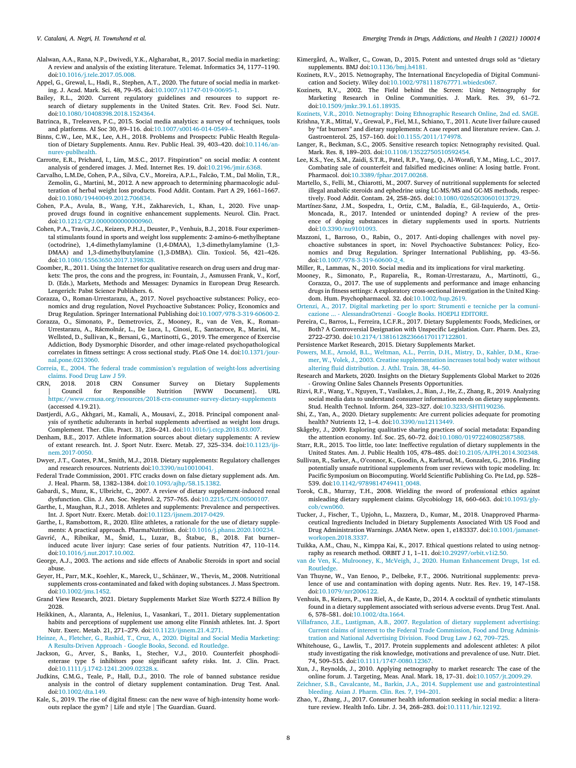Alalwan, A.A., Rana, N.P., Dwivedi, Y.K., Algharabat, R., 2017. Social media in marketing: A review and analysis of the existing literature. Telemat. Informatics 34, 1177–1190. doi:10.1016/j.tele.2017.05.008.

Appel, G., Grewal, L., Hadi, R., Stephen, A.T., 2020. The future of social media in marketing. J. Acad. Mark. Sci. 48, 79–95. doi:10.1007/s11747-019-00695-1.

Bailey, R.L., 2020. Current regulatory guidelines and resources to support research of dietary supplements in the United States. Crit. Rev. Food Sci. Nutr. doi:10.1080/10408398.2018.1524364.

Batrinca, B., Treleaven, P.C., 2015. Social media analytics: a survey of techniques, tools and platforms. AI Soc 30, 89–116. doi:10.1007/s00146-014-0549-4.

Binns, C.W., Lee, M.K., Lee, A.H., 2018. Problems and Prospects: Public Health Regulation of Dietary Supplements. Annu. Rev. Public Heal. 39, 403–420. doi:10.1146/annurev-publhealth.

Carrotte, E.R., Prichard, I., Lim, M.S.C., 2017. Fitspiration" on social media: A content analysis of gendered images. J. Med. Internet Res. 19. doi:10.2196/jmir.6368.

Carvalho, L.M.De, Cohen, P.A., Silva, C.V., Moreira, A.P.L., Falcão, T.M., Dal Molin, T.R., Zemolin, G., Martini, M., 2012. A new approach to determining pharmacologic adulteration of herbal weight loss products. Food Addit. Contam. Part A 29, 1661–1667. doi:10.1080/19440049.2012.706834.

Cohen, P.A., Avula, B., Wang, Y.H., Zakharevich, I., Khan, I., 2020. Five unapproved drugs found in cognitive enhancement supplements. Neurol. Clin. Pract. doi:10.1212/CPJ.0000000000000960.

Cohen, P.A., Travis, J.C., Keizers, P.H.J., Deuster, P., Venhuis, B.J., 2018. Four experimental stimulants found in sports and weight loss supplements: 2-amino-6-methylheptane (octodrine), 1,4-dimethylamylamine (1,4-DMAA), 1,3-dimethylamylamine (1,3-DMAA) and 1,3-dimethylbutylamine (1,3-DMBA). Clin. Toxicol. 56, 421–426. doi:10.1080/15563650.2017.1398328.

Coomber, R., 2011. Using the Internet for qualitative research on drug users and drug markets: The pros, the cons and the progress, in: Fountain, J., Asmussen Frank, V., Korf, D. (Eds.), Markets, Methods and Messages: Dynamics in European Drug Research. Lengerich: Pabst Science Publishers. 6.

Corazza, O., Roman-Urrestarazu, A., 2017. Novel psychoactive substances: Policy, economics and drug regulation, Novel Psychoactive Substances: Policy, Economics and Drug Regulation. Springer International Publishing doi:10.1007/978-3-319-60600-2.

Corazza, O., Simonato, P., Demetrovics, Z., Mooney, R., van de Ven, K., Roman-Urrestarazu, A., Rácmolnár, L., De Luca, I., Cinosi, E., Santacroce, R., Marini, M., Wellsted, D., Sullivan, K., Bersani, G., Martinotti, G., 2019. The emergence of Exercise Addiction, Body Dysmorphic Disorder, and other image-related psychopathological correlates in fitness settings: A cross sectional study. PLoS One 14. doi:10.1371/journal.pone.0213060.

Correia, E., 2004. The federal trade commission's regulation of weight-loss advertising claims. Food Drug Law J 59.

CRN, 2018. 2018 CRN Consumer Survey on Dietary Supplements | Council for Responsible Nutrition [WWW Document]. URL https://www.crnusa.org/resources/2018-crn-consumer-survey-dietary-supplements (accessed 4.19.21).

Dastjerdi, A.G., Akhgari, M., Kamali, A., Mousavi, Z., 2018. Principal component analysis of synthetic adulterants in herbal supplements advertised as weight loss drugs. Complement. Ther. Clin. Pract. 31, 236–241. doi:10.1016/j.ctcp.2018.03.007.

Denham, B.E., 2017. Athlete information sources about dietary supplements: A review of extant research. Int. J. Sport Nutr. Exerc. Metab. 27, 325–334. doi:10.1123/ijsnem.2017-0050.

Dwyer, J.T., Coates, P.M., Smith, M.J., 2018. Dietary supplements: Regulatory challenges and research resources. Nutrients doi:10.3390/nu10010041.

Federal Trade Commission, 2001. FTC cracks down on false dietary supplement ads. Am. J. Heal. Pharm. 58, 1382–1384. doi:10.1093/ajhp/58.15.1382.

Gabardi, S., Munz, K., Ulbricht, C., 2007. A review of dietary supplement-induced renal dysfunction. Clin. J. Am. Soc. Nephrol. 2, 757–765. doi:10.2215/CJN.00500107.

Garthe, I., Maughan, R.J., 2018. Athletes and supplements: Prevalence and perspectives. Int. J. Sport Nutr. Exerc. Metab. doi:10.1123/ijsnem.2017-0429.

Garthe, I., Ramsbottom, R., 2020. Elite athletes, a rationale for the use of dietary supplements: A practical approach. PharmaNutrition. doi:10.1016/j.phanu.2020.100234.

Gavrić, A., Ribnikar, M., Šmid, L., Luzar, B., Štabuc, B., 2018. Fat burner–induced acute liver injury: Case series of four patients. Nutrition 47, 110–114. doi:10.1016/j.nut.2017.10.002.

George, A.J., 2003. The actions and side effects of Anabolic Steroids in sport and social abuse.

Geyer, H., Parr, M.K., Koehler, K., Mareck, U., Schänzer, W., Thevis, M., 2008. Nutritional supplements cross-contaminated and faked with doping substances. J. Mass Spectrom. doi:10.1002/jms.1452.

Grand View Research, 2021. Dietary Supplements Market Size Worth $272.4 Billion By 2028.

Heikkinen, A., Alaranta, A., Helenius, I., Vasankari, T., 2011. Dietary supplementation habits and perceptions of supplement use among elite Finnish athletes. Int. J. Sport Nutr. Exerc. Metab. 21, 271–279. doi:10.1123/ijsnem.21.4.271.

Heinze, A., Fletcher, G., Rashid, T., Cruz, A., 2020. Digital and Social Media Marketing: A Results-Driven Approach - Google Books, Second. ed Routledge.

Jackson, G., Arver, S., Banks, I., Stecher, V.J., 2010. Counterfeit phosphodiesterase type 5 inhibitors pose significant safety risks. Int. J. Clin. Pract. doi:10.1111/j.1742-1241.2009.02328.x.

Judkins, C.M.G., Teale, P., Hall, D.J., 2010. The role of banned substance residue analysis in the control of dietary supplement contamination. Drug Test. Anal. doi:10.1002/dta.149.

Kale, S., 2019. The rise of digital fitness: can the new wave of high-intensity home workouts replace the gym? | Life and style | The Guardian. Guard.

Kimergård, A., Walker, C., Cowan, D., 2015. Potent and untested drugs sold as "dietary supplements. BMJ doi:10.1136/bmj.h4181.

Kozinets, R.V., 2015. Netnography, The International Encyclopedia of Digital Communication and Society. Wiley doi:10.1002/9781118767771.wbiedcs067.

Kozinets, R.V., 2002. The Field behind the Screen: Using Netnography for Marketing Research in Online Communities. J. Mark. Res. 39, 61–72. doi:10.1509/jmkr.39.1.61.18935.

Kozinets, V.R., 2010. Netnography: Doing Ethnographic Research Online, 2nd ed. SAGE.

Krishna, Y.R., Mittal, V., Grewal, P., Fiel, M.I., Schiano, T., 2011. Acute liver failure caused by "fat burners" and dietary supplements: A case report and literature review. Can. J. Gastroenterol. 25, 157–160. doi:10.1155/2011/174978.

Langer, R., Beckman, S.C., 2005. Sensitive research topics: Netnography revisited. Qual. Mark. Res. 8, 189–203. doi:10.1108/13522750510592454.

Lee, K.S., Yee, S.M., Zaidi, S.T.R., Patel, R.P., Yang, Q., Al-Worafi, Y.M., Ming, L.C., 2017. Combating sale of counterfeit and falsified medicines online: A losing battle. Front. Pharmacol. doi:10.3389/fphar.2017.00268.

Martello, S., Felli, M., Chiarotti, M., 2007. Survey of nutritional supplements for selected illegal anabolic steroids and ephedrine using LC-MS/MS and GC-MS methods, respectively. Food Addit. Contam. 24, 258–265. doi:10.1080/02652030601013729.

Martínez-Sanz, J.M., Sospedra, I., Ortiz, C.M., Baladía, E., Gil-Izquierdo, A., Ortiz-Moncada, R., 2017. Intended or unintended doping? A review of the presence of doping substances in dietary supplements used in sports. Nutrients doi:10.3390/nu9101093.

Mazzoni, I., Barroso, O., Rabin, O., 2017. Anti-doping challenges with novel psychoactive substances in sport, in: Novel Psychoactive Substances: Policy, Economics and Drug Regulation. Springer International Publishing, pp. 43–56. doi:10.1007/978-3-319-60600-2_4.

Miller, R., Lammas, N., 2010. Social media and its implications for viral marketing.

Mooney, R., Simonato, P., Ruparelia, R., Roman-Urrestarazu, A., Martinotti, G., Corazza, O., 2017. The use of supplements and performance and image enhancing drugs in fitness settings: A exploratory cross-sectional investigation in the United Kingdom. Hum. Psychopharmacol. 32. doi:10.1002/hup.2619.

Ortenzi, A., 2017. Digital marketing per lo sport: Strumenti e tecniche per la comunicazione ... - AlessandraOrtenzi - Google Books. HOEPLI EDITORE.

Pereira, C., Barros, L., Ferreira, I.C.F.R., 2017. Dietary Supplements: Foods, Medicines, or Both? A Controversial Designation with Unspecific Legislation. Curr. Pharm. Des. 23, 2722–2730. doi:10.2174/1381612823666170117122801.

Persistence Market Research, 2015. Dietary Supplements Market.

Powers, M.E., Arnold, B.L., Weltman, A.L., Perrin, D.H., Mistry, D., Kahler, D.M., Kraemer, W., Volek, J., 2003. Creatine supplementation increases total body water without altering fluid distribution. J. Athl. Train. 38, 44–50.

Research and Markets, 2020. Insights on the Dietary Supplements Global Market to 2026 - Growing Online Sales Channels Presents Opportunities.

Rizvi, R.F., Wang, Y., Nguyen, T., Vasilakes, J., Bian, J., He, Z., Zhang, R., 2019. Analyzing social media data to understand consumer information needs on dietary supplements. Stud. Health Technol. Inform. 264, 323–327. doi:10.3233/SHTI190236.

Shi, Z., Yan, A., 2020. Dietary supplements: Are current policies adequate for promoting health? Nutrients 12, 1–4. doi:10.3390/nu12113449.

Skågeby, J., 2009. Exploring qualitative sharing practices of social metadata: Expanding the attention economy. Inf. Soc. 25, 60–72. doi:10.1080/01972240802587588.

Starr, R.R., 2015. Too little, too late: Ineffective regulation of dietary supplements in the United States. Am. J. Public Health 105, 478–485. doi:10.2105/AJPH.2014.302348.

Sullivan, R., Sarker, A., O'connor, K., Goodin, A., Karlsrud, M., Gonzalez, G., 2016. Finding potentially unsafe nutritional supplements from user reviews with topic modeling. In: Pacific Symposium on Biocomputing. World Scientific Publishing Co. Pte Ltd, pp. 528–539. doi:10.1142/9789814749411_0048.

Torok, C.B., Murray, T.H., 2008. Wielding the sword of professional ethics against misleading dietary supplement claims. Glycobiology 18, 660–663. doi:10.1093/glycob/cwn060.

Tucker, J., Fischer, T., Upjohn, L., Mazzera, D., Kumar, M., 2018. Unapproved Pharmaceutical Ingredients Included in Dietary Supplements Associated With US Food and Drug Administration Warnings. JAMA Netw. open 1, e183337. doi:10.1001/jamanetworkopen.2018.3337.

Tuikka, A.M., Chau, N., Kimppa Kai, K., 2017. Ethical questions related to using netnography as research method. ORBIT J 1, 1–11. doi:10.29297/orbit.v1i2.50.

van de Ven, K., Mulrooney, K., McVeigh, J., 2020. Human Enhancement Drugs, 1st ed. Routledge.

Van Thuyne, W., Van Eenoo, P., Delbeke, F.T., 2006. Nutritional supplements: prevalence of use and contamination with doping agents. Nutr. Res. Rev. 19, 147–158. doi:10.1079/nrr2006122.

Venhuis, B., Keizers, P., van Riel, A., de Kaste, D., 2014. A cocktail of synthetic stimulants found in a dietary supplement associated with serious adverse events. Drug Test. Anal. 6, 578–581. doi:10.1002/dta.1664.

Villafranco, J.E., Lustigman, A.B., 2007. Regulation of dietary supplement advertising: Current claims of interest to the Federal Trade Commission, Food and Drug Administration and National Advertising Division. Food Drug Law J 62, 709–725.

Whitehouse, G., Lawlis, T., 2017. Protein supplements and adolescent athletes: A pilot study investigating the risk knowledge, motivations and prevalence of use. Nutr. Diet. 74, 509–515. doi:10.1111/1747-0080.12367.

Xun, J., Reynolds, J., 2010. Applying netnography to market research: The case of the online forum. J. Targeting, Meas. Anal. Mark. 18, 17–31. doi:10.1057/jt.2009.29.

Zeichner, S.B., Cavalcante, M., Barkin, J.A., 2014. Supplement use and gastrointestinal bleeding. Asian J. Pharm. Clin. Res. 7, 194–201.

Zhao, Y., Zhang, J., 2017. Consumer health information seeking in social media: a literature review. Health Info. Libr. J. 34, 268–283. doi:10.1111/hir.12192.